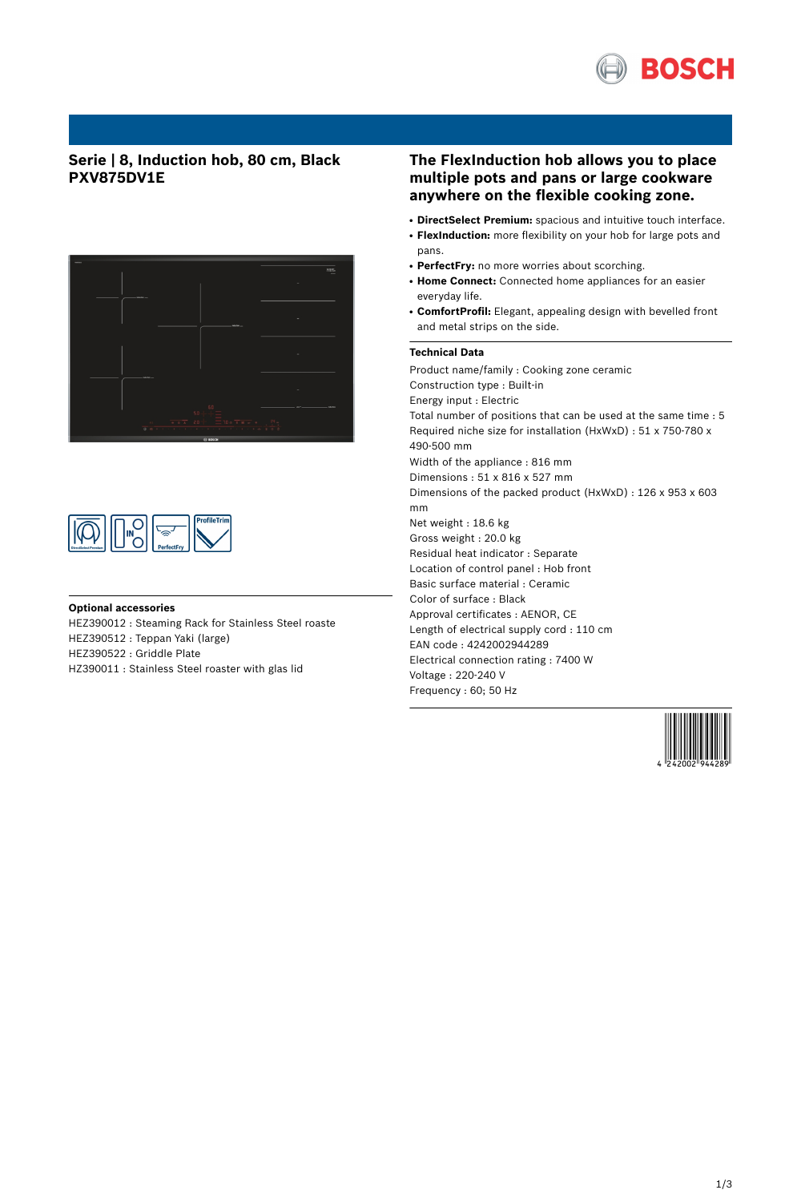# Serie | 8, Induction hob, 80 cm, Black
## PXV875DV1E

## The FlexInduction hob allows you to place multiple pots and pans or large cookware anywhere on the flexible cooking zone.

- **DirectSelect Premium:** spacious and intuitive touch interface.
- **FlexInduction:** more flexibility on your hob for large pots and pans.
- **PerfectFry:** no more worries about scorching.
- **Home Connect:** Connected home appliances for an easier everyday life.
- **ComfortProfil:** Elegant, appealing design with bevelled front and metal strips on the side.

### Technical Data

Product name/family : Cooking zone ceramic
Construction type : Built-in
Energy input : Electric
Total number of positions that can be used at the same time : 5
Required niche size for installation (HxWxD) : 51 x 750-780 x 490-500 mm
Width of the appliance : 816 mm
Dimensions : 51 x 816 x 527 mm
Dimensions of the packed product (HxWxD) : 126 x 953 x 603 mm
Net weight : 18.6 kg
Gross weight : 20.0 kg
Residual heat indicator : Separate
Location of control panel : Hob front
Basic surface material : Ceramic
Color of surface : Black
Approval certificates : AENOR, CE
Length of electrical supply cord : 110 cm
EAN code : 4242002944289
Electrical connection rating : 7400 W
Voltage : 220-240 V
Frequency : 60; 50 Hz

### Optional accessories

HEZ390012 : Steaming Rack for Stainless Steel roaste
HEZ390512 : Teppan Yaki (large)
HEZ390522 : Griddle Plate
HZ390011 : Stainless Steel roaster with glas lid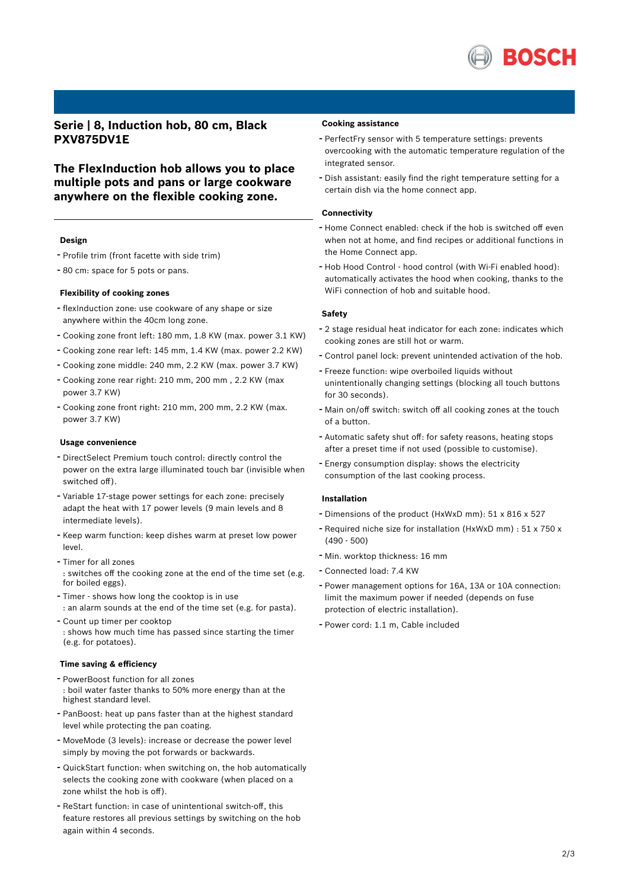# Serie | 8, Induction hob, 80 cm, Black PXV875DV1E

## The FlexInduction hob allows you to place multiple pots and pans or large cookware anywhere on the flexible cooking zone.

### Design

- Profile trim (front facette with side trim)
- 80 cm: space for 5 pots or pans.

### Flexibility of cooking zones

- flexInduction zone: use cookware of any shape or size anywhere within the 40cm long zone.
- Cooking zone front left: 180 mm, 1.8 KW (max. power 3.1 KW)
- Cooking zone rear left: 145 mm, 1.4 KW (max. power 2.2 KW)
- Cooking zone middle: 240 mm, 2.2 KW (max. power 3.7 KW)
- Cooking zone rear right: 210 mm, 200 mm , 2.2 KW (max power 3.7 KW)
- Cooking zone front right: 210 mm, 200 mm, 2.2 KW (max. power 3.7 KW)

### Usage convenience

- DirectSelect Premium touch control: directly control the power on the extra large illuminated touch bar (invisible when switched off).
- Variable 17-stage power settings for each zone: precisely adapt the heat with 17 power levels (9 main levels and 8 intermediate levels).
- Keep warm function: keep dishes warm at preset low power level.
- Timer for all zones
  : switches off the cooking zone at the end of the time set (e.g. for boiled eggs).
- Timer - shows how long the cooktop is in use
  : an alarm sounds at the end of the time set (e.g. for pasta).
- Count up timer per cooktop
  : shows how much time has passed since starting the timer (e.g. for potatoes).

### Time saving & efficiency

- PowerBoost function for all zones
  : boil water faster thanks to 50% more energy than at the highest standard level.
- PanBoost: heat up pans faster than at the highest standard level while protecting the pan coating.
- MoveMode (3 levels): increase or decrease the power level simply by moving the pot forwards or backwards.
- QuickStart function: when switching on, the hob automatically selects the cooking zone with cookware (when placed on a zone whilst the hob is off).
- ReStart function: in case of unintentional switch-off, this feature restores all previous settings by switching on the hob again within 4 seconds.

### Cooking assistance

- PerfectFry sensor with 5 temperature settings: prevents overcooking with the automatic temperature regulation of the integrated sensor.
- Dish assistant: easily find the right temperature setting for a certain dish via the home connect app.

### Connectivity

- Home Connect enabled: check if the hob is switched off even when not at home, and find recipes or additional functions in the Home Connect app.
- Hob Hood Control - hood control (with Wi-Fi enabled hood): automatically activates the hood when cooking, thanks to the WiFi connection of hob and suitable hood.

### Safety

- 2 stage residual heat indicator for each zone: indicates which cooking zones are still hot or warm.
- Control panel lock: prevent unintended activation of the hob.
- Freeze function: wipe overboiled liquids without unintentionally changing settings (blocking all touch buttons for 30 seconds).
- Main on/off switch: switch off all cooking zones at the touch of a button.
- Automatic safety shut off: for safety reasons, heating stops after a preset time if not used (possible to customise).
- Energy consumption display: shows the electricity consumption of the last cooking process.

### Installation

- Dimensions of the product (HxWxD mm): 51 x 816 x 527
- Required niche size for installation (HxWxD mm) : 51 x 750 x (490 - 500)
- Min. worktop thickness: 16 mm
- Connected load: 7.4 KW
- Power management options for 16A, 13A or 10A connection: limit the maximum power if needed (depends on fuse protection of electric installation).
- Power cord: 1.1 m, Cable included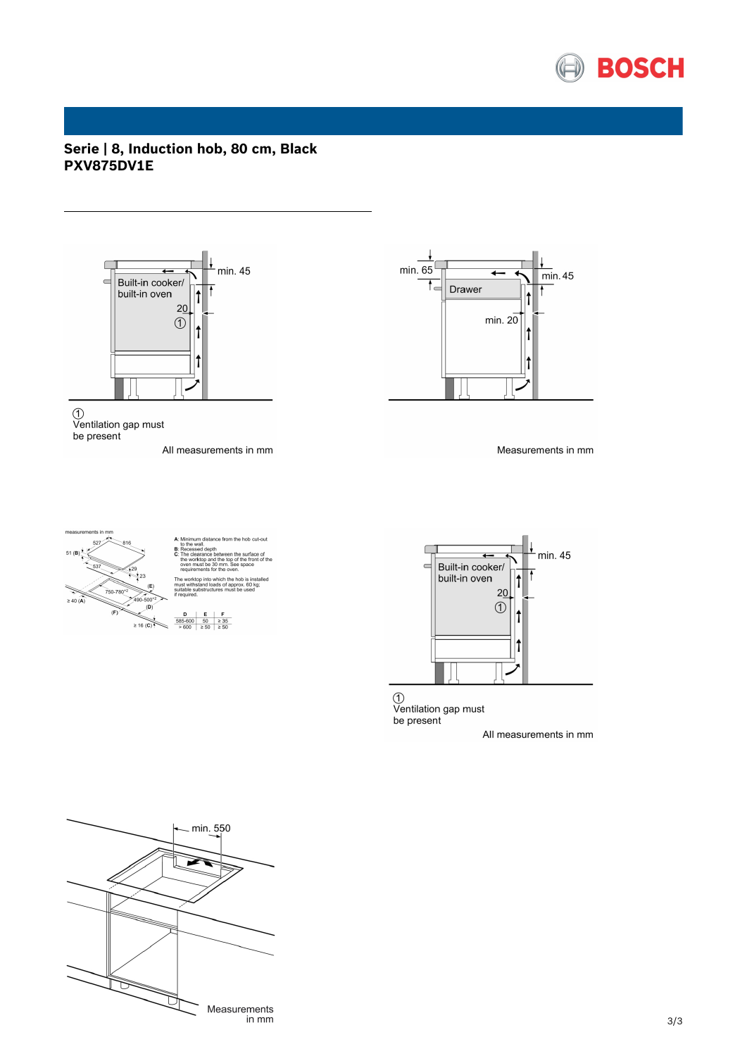# Serie | 8, Induction hob, 80 cm, Black
# PXV875DV1E

min. 45
Built-in cooker/
built-in oven
20
①

① Ventilation gap must be present

All measurements in mm

min. 65
min. 45
Drawer
min. 20

Measurements in mm

measurements in mm
527
816
51 (B)
537
29
23
(E)
750-780+2
490-500+2
≥ 40 (A)
(D)
(F)
≥ 16 (C)

A: Minimum distance from the hob cut-out to the wall.
B: Recessed depth
C: The clearance between the surface of the worktop and the top of the front of the oven must be 30 mm. See space requirements for the oven.

The worktop into which the hob is installed must withstand loads of approx. 60 kg; suitable substructures must be used if required.

| D | E | F |
|---|---|---|
| 585-600 | 50 | ≥ 35 |
| > 600 | ≥ 50 | ≥ 50 |

min. 45
Built-in cooker/
built-in oven
20
①

① Ventilation gap must be present

All measurements in mm

min. 550

Measurements in mm